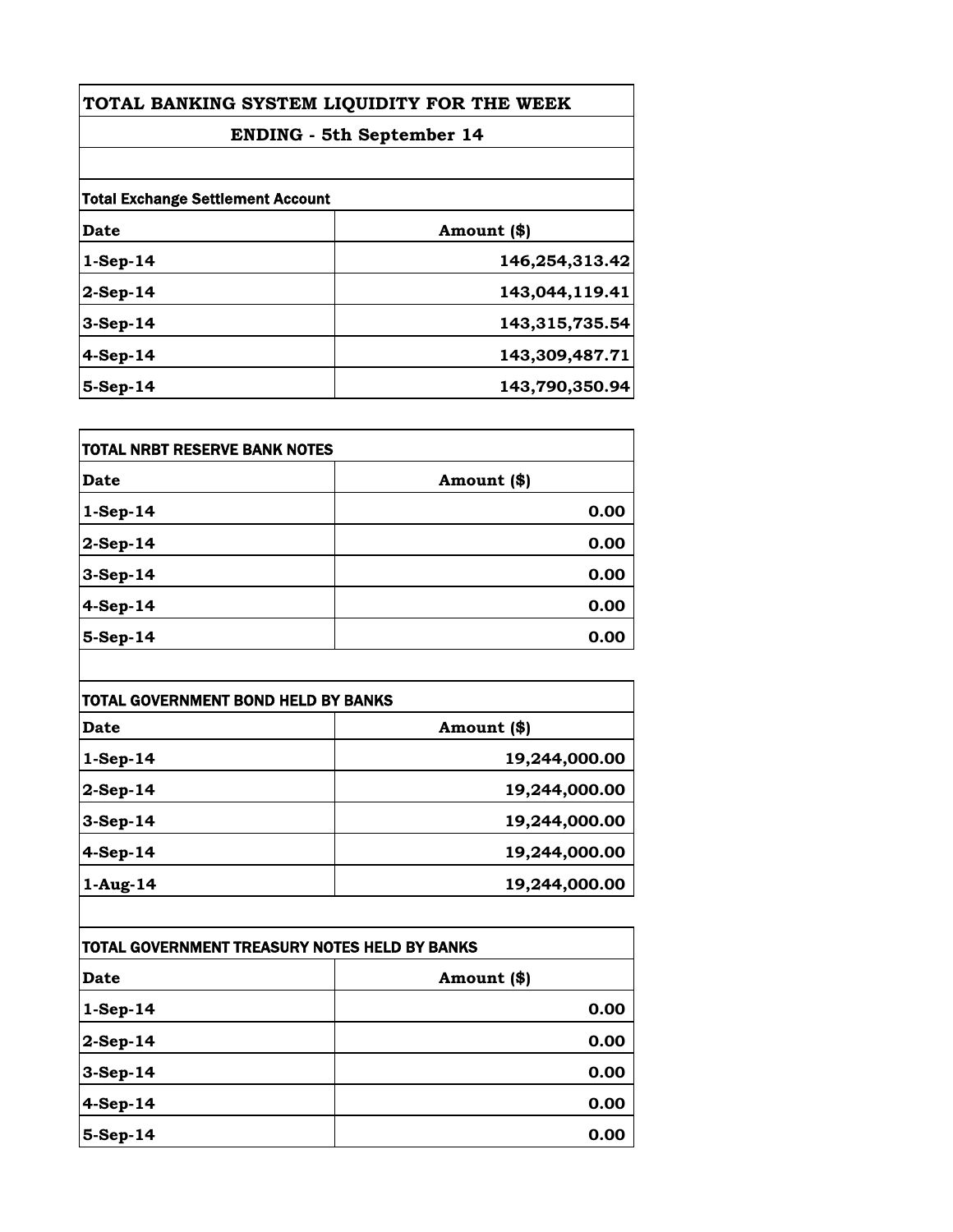# TOTAL BANKING SYSTEM LIQUIDITY FOR THE WEEK

## ENDING - 5th September 14

**Total Exchange Settlement Account**

| Date | Amount ($) |
|---|---|
| 1-Sep-14 | 146,254,313.42 |
| 2-Sep-14 | 143,044,119.41 |
| 3-Sep-14 | 143,315,735.54 |
| 4-Sep-14 | 143,309,487.71 |
| 5-Sep-14 | 143,790,350.94 |

**TOTAL NRBT RESERVE BANK NOTES**

| Date | Amount ($) |
|---|---|
| 1-Sep-14 | 0.00 |
| 2-Sep-14 | 0.00 |
| 3-Sep-14 | 0.00 |
| 4-Sep-14 | 0.00 |
| 5-Sep-14 | 0.00 |

**TOTAL GOVERNMENT BOND HELD BY BANKS**

| Date | Amount ($) |
|---|---|
| 1-Sep-14 | 19,244,000.00 |
| 2-Sep-14 | 19,244,000.00 |
| 3-Sep-14 | 19,244,000.00 |
| 4-Sep-14 | 19,244,000.00 |
| 1-Aug-14 | 19,244,000.00 |

**TOTAL GOVERNMENT TREASURY NOTES HELD BY BANKS**

| Date | Amount ($) |
|---|---|
| 1-Sep-14 | 0.00 |
| 2-Sep-14 | 0.00 |
| 3-Sep-14 | 0.00 |
| 4-Sep-14 | 0.00 |
| 5-Sep-14 | 0.00 |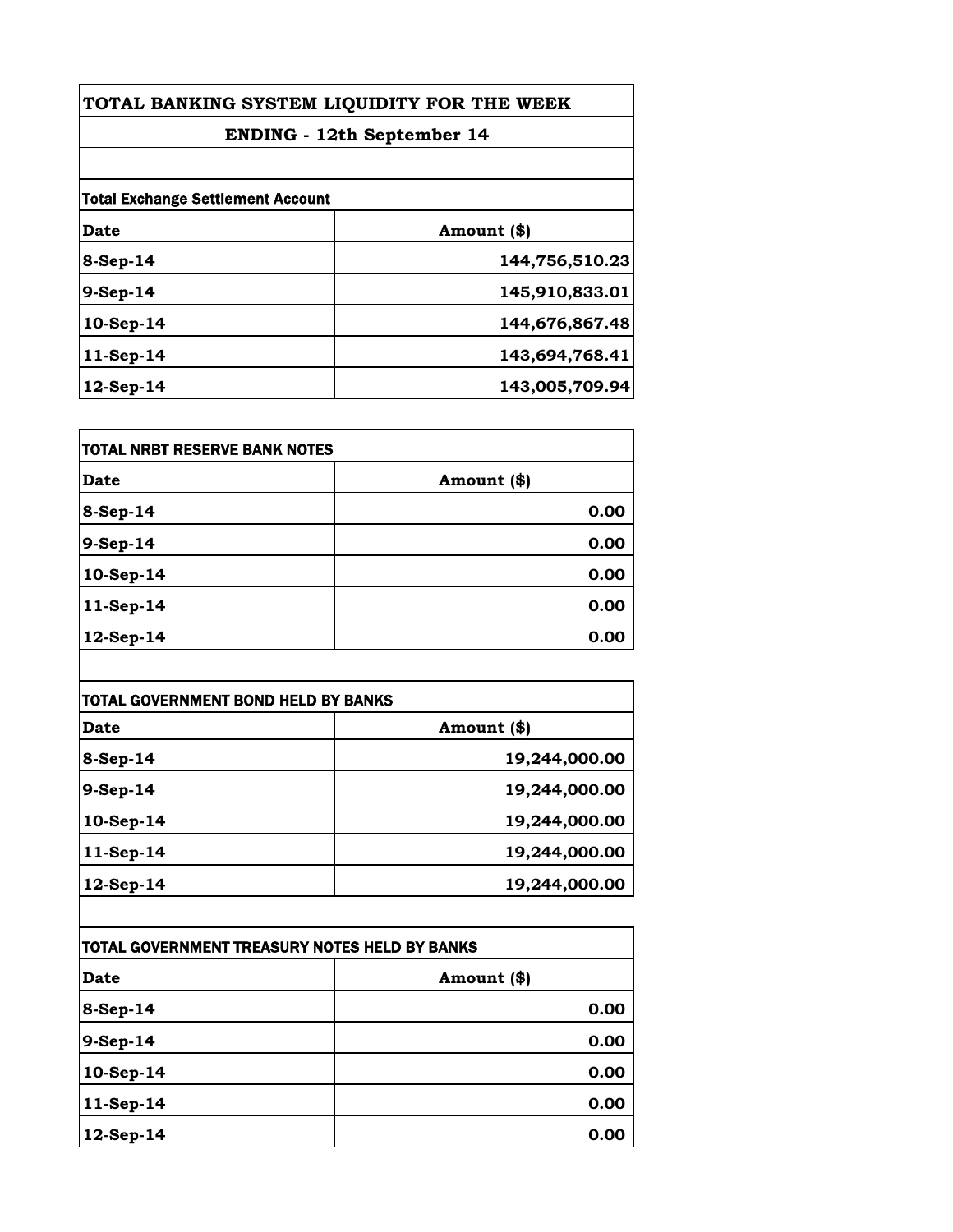# TOTAL BANKING SYSTEM LIQUIDITY FOR THE WEEK

## ENDING - 12th September 14

| Total Exchange Settlement Account | |
|---|---|
| **Date** | **Amount ($)** |
| 8-Sep-14 | 144,756,510.23 |
| 9-Sep-14 | 145,910,833.01 |
| 10-Sep-14 | 144,676,867.48 |
| 11-Sep-14 | 143,694,768.41 |
| 12-Sep-14 | 143,005,709.94 |

| TOTAL NRBT RESERVE BANK NOTES | |
|---|---|
| **Date** | **Amount ($)** |
| 8-Sep-14 | 0.00 |
| 9-Sep-14 | 0.00 |
| 10-Sep-14 | 0.00 |
| 11-Sep-14 | 0.00 |
| 12-Sep-14 | 0.00 |

| TOTAL GOVERNMENT BOND HELD BY BANKS | |
|---|---|
| **Date** | **Amount ($)** |
| 8-Sep-14 | 19,244,000.00 |
| 9-Sep-14 | 19,244,000.00 |
| 10-Sep-14 | 19,244,000.00 |
| 11-Sep-14 | 19,244,000.00 |
| 12-Sep-14 | 19,244,000.00 |

| TOTAL GOVERNMENT TREASURY NOTES HELD BY BANKS | |
|---|---|
| **Date** | **Amount ($)** |
| 8-Sep-14 | 0.00 |
| 9-Sep-14 | 0.00 |
| 10-Sep-14 | 0.00 |
| 11-Sep-14 | 0.00 |
| 12-Sep-14 | 0.00 |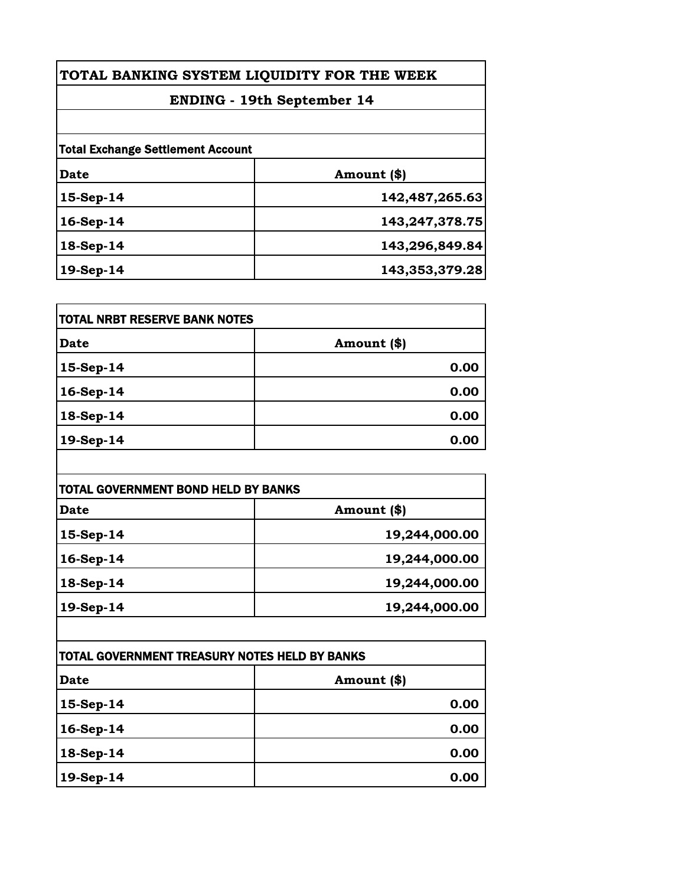# TOTAL BANKING SYSTEM LIQUIDITY FOR THE WEEK

## ENDING - 19th September 14

**Total Exchange Settlement Account**

| Date | Amount ($) |
|---|---|
| 15-Sep-14 | 142,487,265.63 |
| 16-Sep-14 | 143,247,378.75 |
| 18-Sep-14 | 143,296,849.84 |
| 19-Sep-14 | 143,353,379.28 |

**TOTAL NRBT RESERVE BANK NOTES**

| Date | Amount ($) |
|---|---|
| 15-Sep-14 | 0.00 |
| 16-Sep-14 | 0.00 |
| 18-Sep-14 | 0.00 |
| 19-Sep-14 | 0.00 |

**TOTAL GOVERNMENT BOND HELD BY BANKS**

| Date | Amount ($) |
|---|---|
| 15-Sep-14 | 19,244,000.00 |
| 16-Sep-14 | 19,244,000.00 |
| 18-Sep-14 | 19,244,000.00 |
| 19-Sep-14 | 19,244,000.00 |

**TOTAL GOVERNMENT TREASURY NOTES HELD BY BANKS**

| Date | Amount ($) |
|---|---|
| 15-Sep-14 | 0.00 |
| 16-Sep-14 | 0.00 |
| 18-Sep-14 | 0.00 |
| 19-Sep-14 | 0.00 |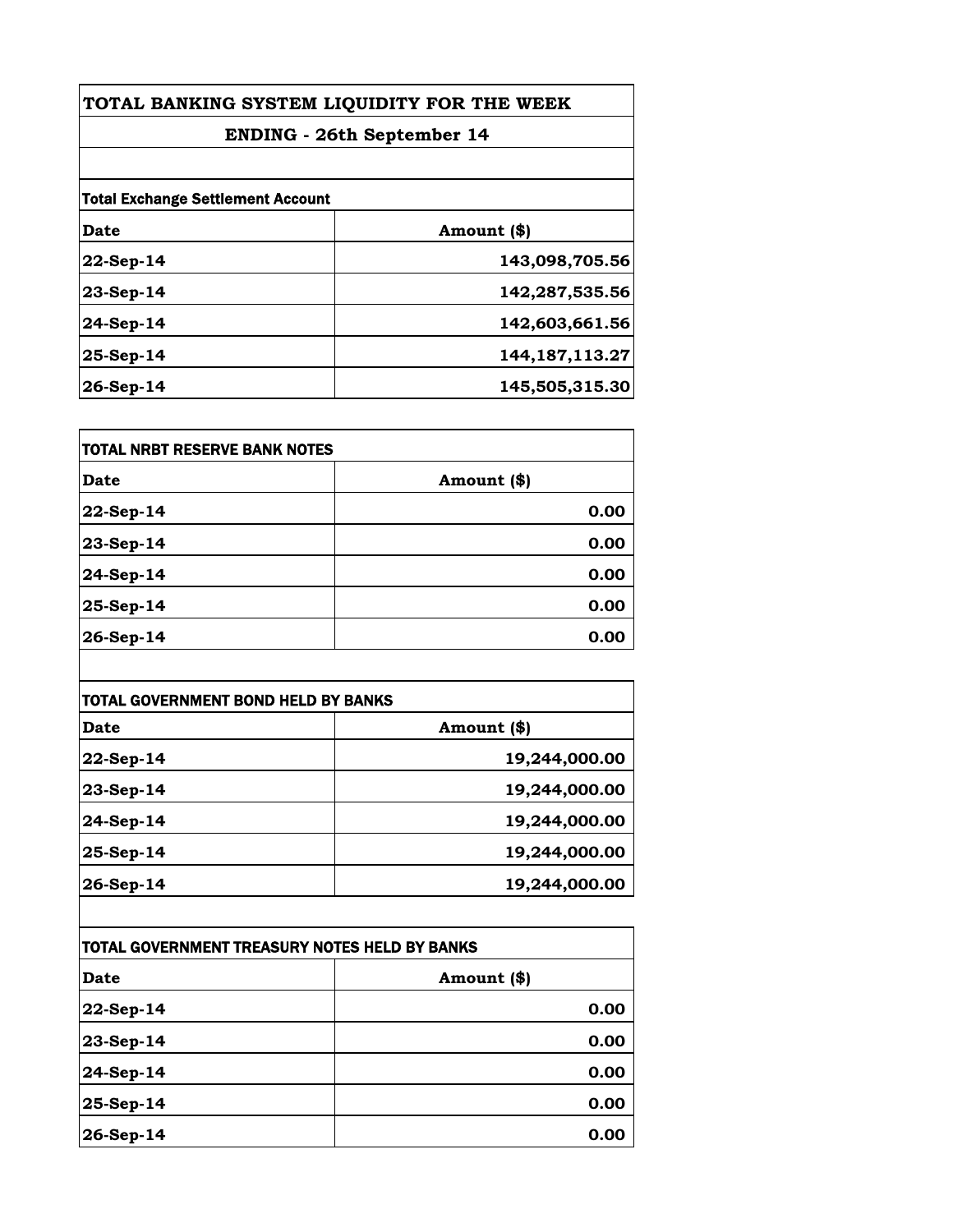# TOTAL BANKING SYSTEM LIQUIDITY FOR THE WEEK

## ENDING - 26th September 14

| Total Exchange Settlement Account | |
|---|---|
| **Date** | **Amount ($)** |
| **22-Sep-14** | **143,098,705.56** |
| **23-Sep-14** | **142,287,535.56** |
| **24-Sep-14** | **142,603,661.56** |
| **25-Sep-14** | **144,187,113.27** |
| **26-Sep-14** | **145,505,315.30** |

| TOTAL NRBT RESERVE BANK NOTES | |
|---|---|
| **Date** | **Amount ($)** |
| **22-Sep-14** | **0.00** |
| **23-Sep-14** | **0.00** |
| **24-Sep-14** | **0.00** |
| **25-Sep-14** | **0.00** |
| **26-Sep-14** | **0.00** |

| TOTAL GOVERNMENT BOND HELD BY BANKS | |
|---|---|
| **Date** | **Amount ($)** |
| **22-Sep-14** | **19,244,000.00** |
| **23-Sep-14** | **19,244,000.00** |
| **24-Sep-14** | **19,244,000.00** |
| **25-Sep-14** | **19,244,000.00** |
| **26-Sep-14** | **19,244,000.00** |

| TOTAL GOVERNMENT TREASURY NOTES HELD BY BANKS | |
|---|---|
| **Date** | **Amount ($)** |
| **22-Sep-14** | **0.00** |
| **23-Sep-14** | **0.00** |
| **24-Sep-14** | **0.00** |
| **25-Sep-14** | **0.00** |
| **26-Sep-14** | **0.00** |